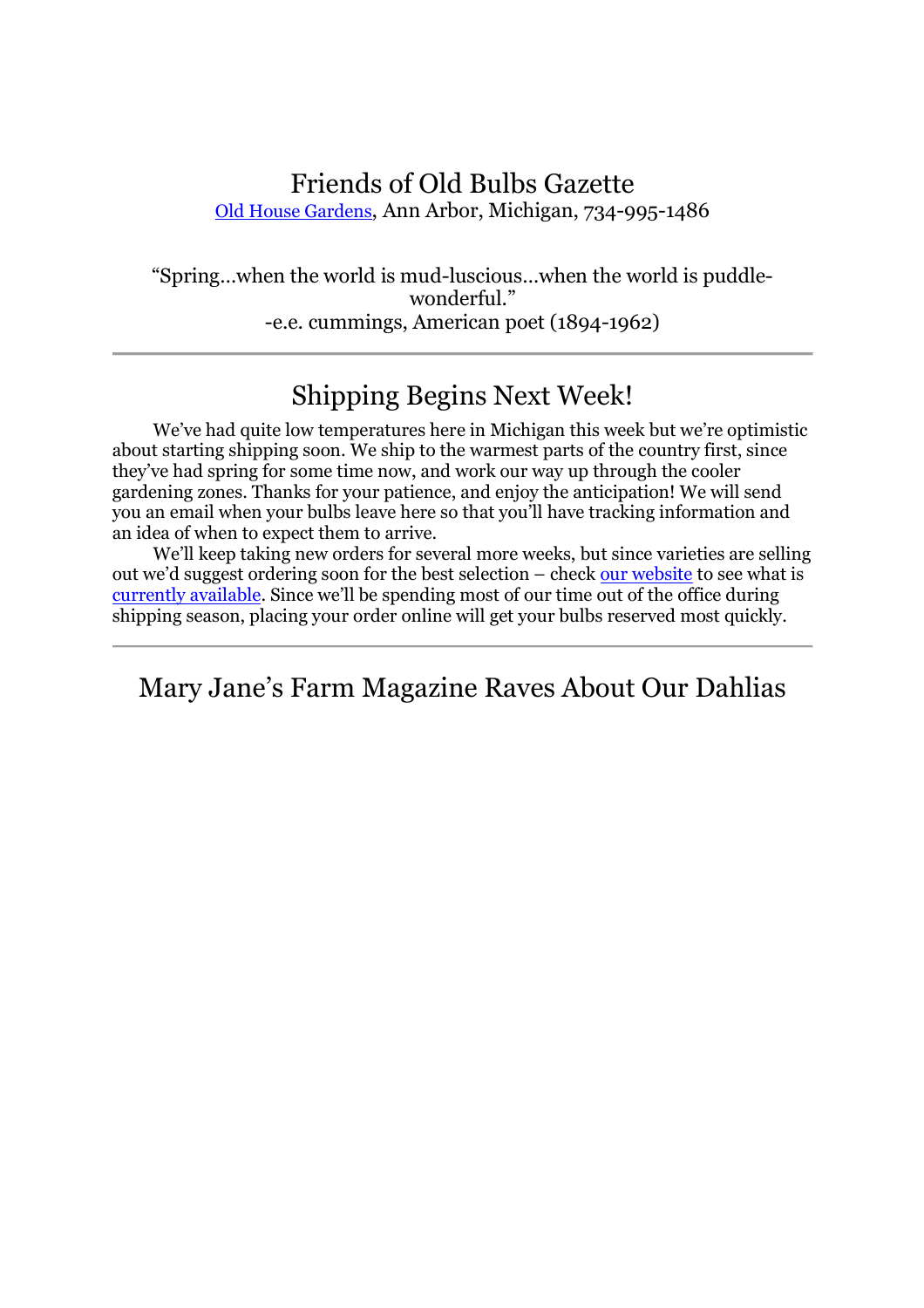# Friends of Old Bulbs Gazette

Old House Gardens, Ann Arbor, Michigan, 734-995-1486

"Spring…when the world is mud-luscious…when the world is puddle-wonderful."
-e.e. cummings, American poet (1894-1962)

---

## Shipping Begins Next Week!

We've had quite low temperatures here in Michigan this week but we're optimistic about starting shipping soon. We ship to the warmest parts of the country first, since they've had spring for some time now, and work our way up through the cooler gardening zones. Thanks for your patience, and enjoy the anticipation! We will send you an email when your bulbs leave here so that you'll have tracking information and an idea of when to expect them to arrive.

We'll keep taking new orders for several more weeks, but since varieties are selling out we'd suggest ordering soon for the best selection – check our website to see what is currently available. Since we'll be spending most of our time out of the office during shipping season, placing your order online will get your bulbs reserved most quickly.

---

## Mary Jane's Farm Magazine Raves About Our Dahlias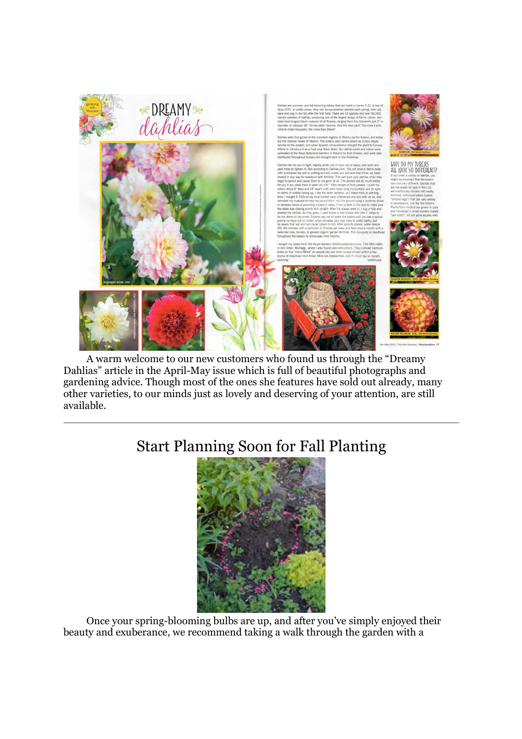A warm welcome to our new customers who found us through the "Dreamy Dahlias" article in the April-May issue which is full of beautiful photographs and gardening advice. Though most of the ones she features have sold out already, many other varieties, to our minds just as lovely and deserving of your attention, are still available.

---

## Start Planning Soon for Fall Planting

Once your spring-blooming bulbs are up, and after you've simply enjoyed their beauty and exuberance, we recommend taking a walk through the garden with a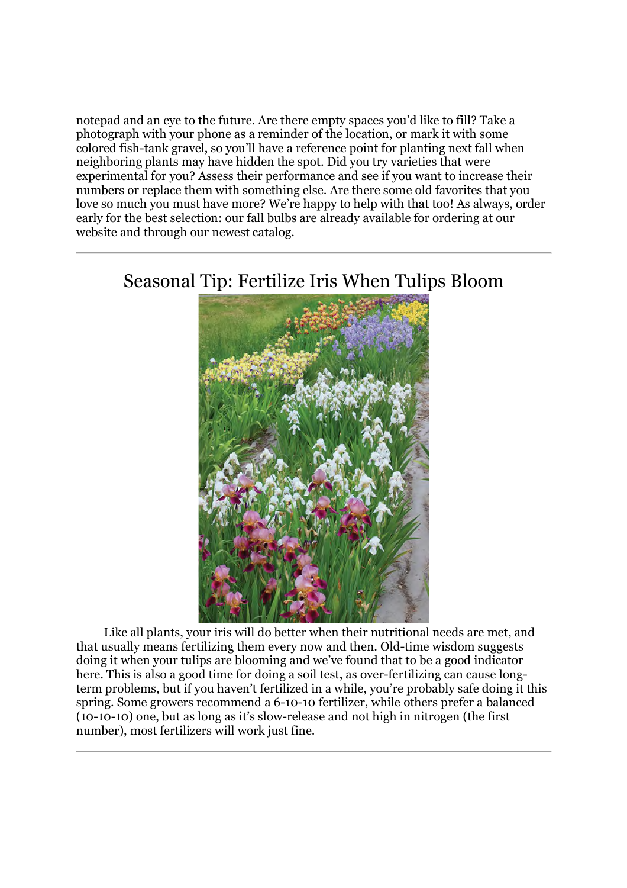notepad and an eye to the future. Are there empty spaces you'd like to fill? Take a photograph with your phone as a reminder of the location, or mark it with some colored fish-tank gravel, so you'll have a reference point for planting next fall when neighboring plants may have hidden the spot. Did you try varieties that were experimental for you? Assess their performance and see if you want to increase their numbers or replace them with something else. Are there some old favorites that you love so much you must have more? We're happy to help with that too! As always, order early for the best selection: our fall bulbs are already available for ordering at our website and through our newest catalog.

---

## Seasonal Tip: Fertilize Iris When Tulips Bloom

Like all plants, your iris will do better when their nutritional needs are met, and that usually means fertilizing them every now and then. Old-time wisdom suggests doing it when your tulips are blooming and we've found that to be a good indicator here. This is also a good time for doing a soil test, as over-fertilizing can cause long-term problems, but if you haven't fertilized in a while, you're probably safe doing it this spring. Some growers recommend a 6-10-10 fertilizer, while others prefer a balanced (10-10-10) one, but as long as it's slow-release and not high in nitrogen (the first number), most fertilizers will work just fine.

---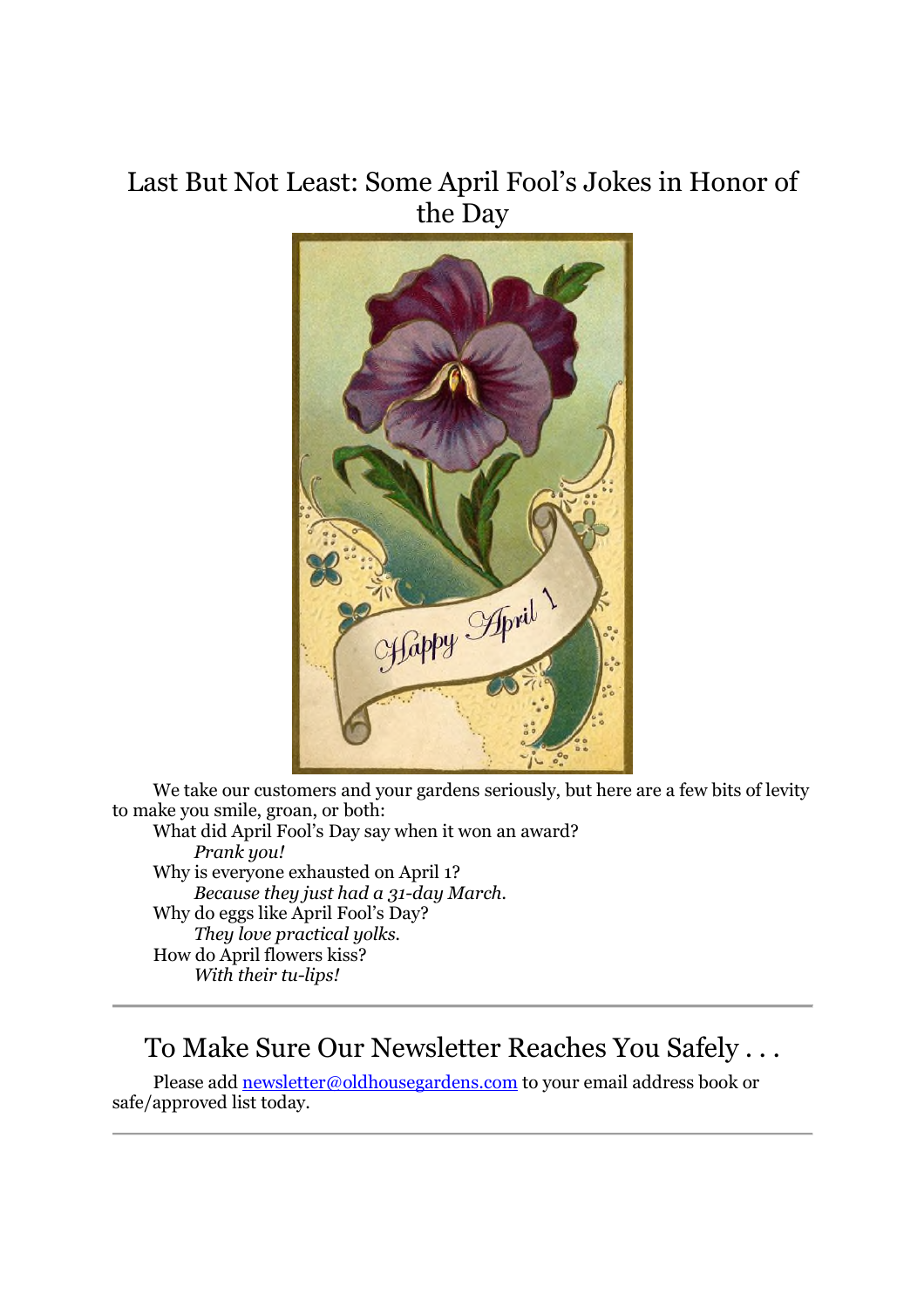## Last But Not Least: Some April Fool's Jokes in Honor of the Day

We take our customers and your gardens seriously, but here are a few bits of levity to make you smile, groan, or both:

What did April Fool's Day say when it won an award?
*Prank you!*

Why is everyone exhausted on April 1?
*Because they just had a 31-day March.*

Why do eggs like April Fool's Day?
*They love practical yolks.*

How do April flowers kiss?
*With their tu-lips!*

---

## To Make Sure Our Newsletter Reaches You Safely . . .

Please add [newsletter@oldhousegardens.com](mailto:newsletter@oldhousegardens.com) to your email address book or safe/approved list today.

---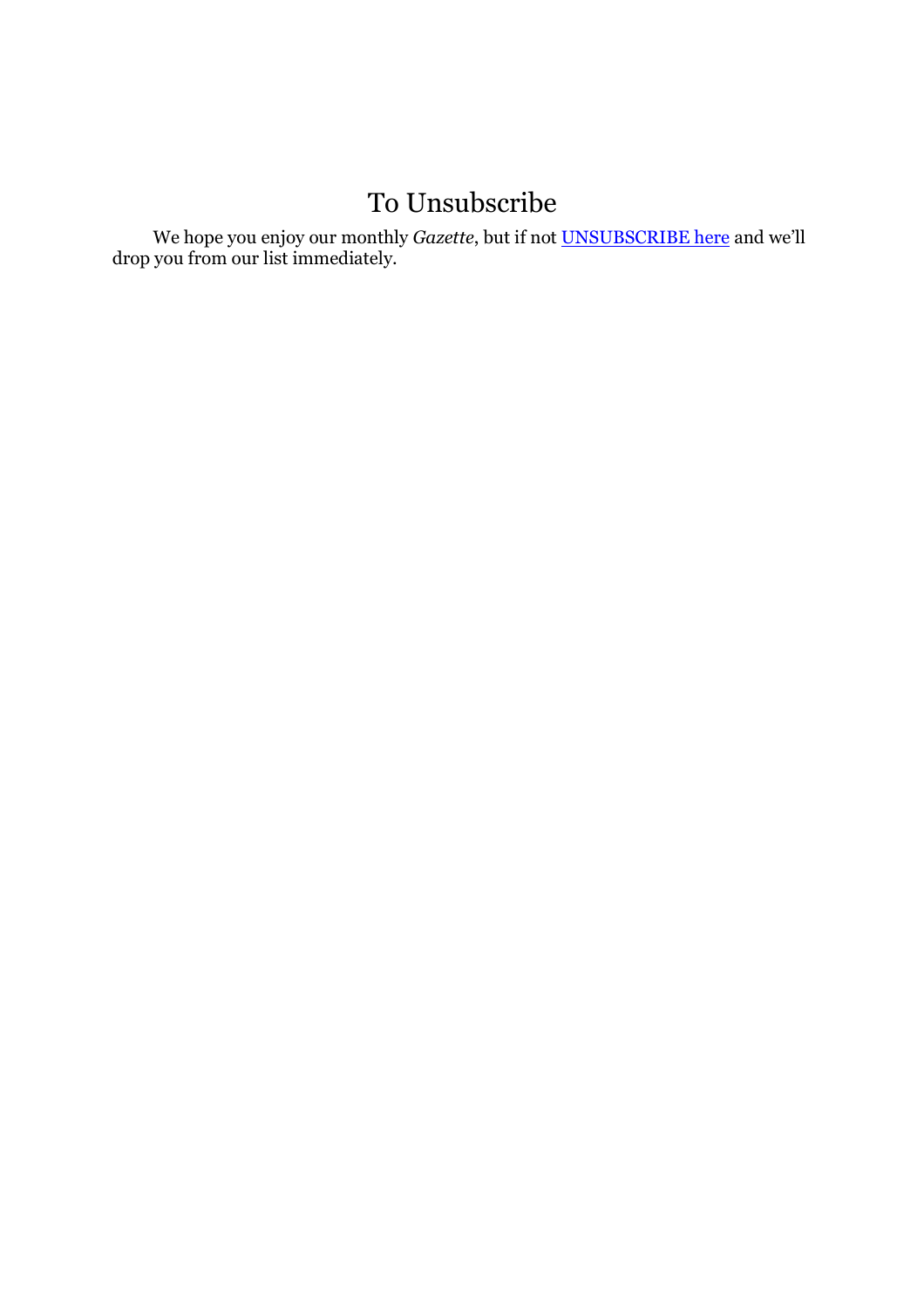## To Unsubscribe

We hope you enjoy our monthly *Gazette*, but if not UNSUBSCRIBE here and we'll drop you from our list immediately.